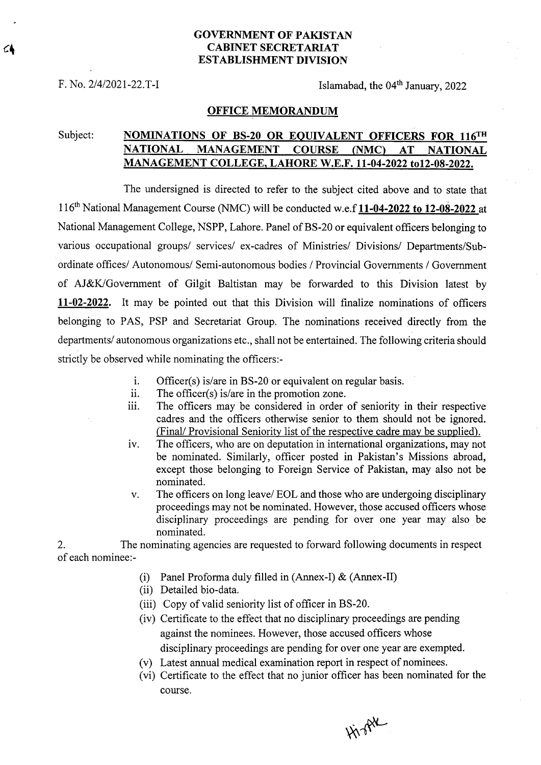**GOVERNMENT OF PAKISTAN**
**CABINET SECRETARIAT**
**ESTABLISHMENT DIVISION**

F. No. 2/4/2021-22.T-I

Islamabad, the 04th January, 2022

## OFFICE MEMORANDUM

Subject: **NOMINATIONS OF BS-20 OR EQUIVALENT OFFICERS FOR 116TH NATIONAL MANAGEMENT COURSE (NMC) AT NATIONAL MANAGEMENT COLLEGE, LAHORE W.E.F. 11-04-2022 to12-08-2022.**

The undersigned is directed to refer to the subject cited above and to state that 116th National Management Course (NMC) will be conducted w.e.f **11-04-2022 to 12-08-2022** at National Management College, NSPP, Lahore. Panel of BS-20 or equivalent officers belonging to various occupational groups/ services/ ex-cadres of Ministries/ Divisions/ Departments/Sub-ordinate offices/ Autonomous/ Semi-autonomous bodies / Provincial Governments / Government of AJ&K/Government of Gilgit Baltistan may be forwarded to this Division latest by **11-02-2022**. It may be pointed out that this Division will finalize nominations of officers belonging to PAS, PSP and Secretariat Group. The nominations received directly from the departments/ autonomous organizations etc., shall not be entertained. The following criteria should strictly be observed while nominating the officers:-

i. Officer(s) is/are in BS-20 or equivalent on regular basis.
ii. The officer(s) is/are in the promotion zone.
iii. The officers may be considered in order of seniority in their respective cadres and the officers otherwise senior to them should not be ignored. (Final/ Provisional Seniority list of the respective cadre may be supplied).
iv. The officers, who are on deputation in international organizations, may not be nominated. Similarly, officer posted in Pakistan's Missions abroad, except those belonging to Foreign Service of Pakistan, may also not be nominated.
v. The officers on long leave/ EOL and those who are undergoing disciplinary proceedings may not be nominated. However, those accused officers whose disciplinary proceedings are pending for over one year may also be nominated.

2. The nominating agencies are requested to forward following documents in respect of each nominee:-

(i) Panel Proforma duly filled in (Annex-I) & (Annex-II)
(ii) Detailed bio-data.
(iii) Copy of valid seniority list of officer in BS-20.
(iv) Certificate to the effect that no disciplinary proceedings are pending against the nominees. However, those accused officers whose disciplinary proceedings are pending for over one year are exempted.
(v) Latest annual medical examination report in respect of nominees.
(vi) Certificate to the effect that no junior officer has been nominated for the course.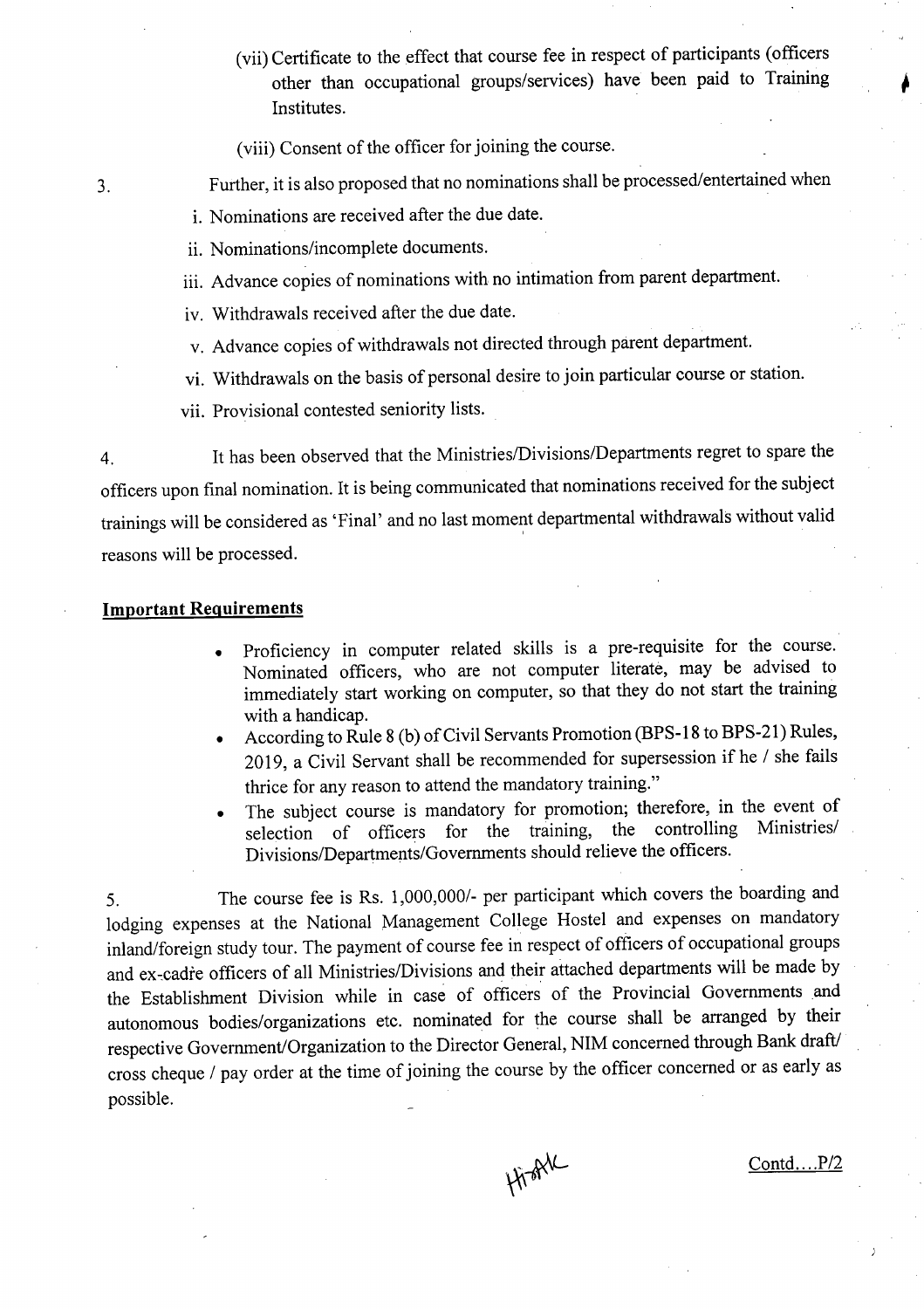(vii) Certificate to the effect that course fee in respect of participants (officers other than occupational groups/services) have been paid to Training Institutes.

(viii) Consent of the officer for joining the course.

3. Further, it is also proposed that no nominations shall be processed/entertained when

i. Nominations are received after the due date.

ii. Nominations/incomplete documents.

iii. Advance copies of nominations with no intimation from parent department.

iv. Withdrawals received after the due date.

v. Advance copies of withdrawals not directed through parent department.

vi. Withdrawals on the basis of personal desire to join particular course or station.

vii. Provisional contested seniority lists.

4. It has been observed that the Ministries/Divisions/Departments regret to spare the officers upon final nomination. It is being communicated that nominations received for the subject trainings will be considered as 'Final' and no last moment departmental withdrawals without valid reasons will be processed.

**Important Requirements**

- Proficiency in computer related skills is a pre-requisite for the course. Nominated officers, who are not computer literate, may be advised to immediately start working on computer, so that they do not start the training with a handicap.
- According to Rule 8 (b) of Civil Servants Promotion (BPS-18 to BPS-21) Rules, 2019, a Civil Servant shall be recommended for supersession if he / she fails thrice for any reason to attend the mandatory training."
- The subject course is mandatory for promotion; therefore, in the event of selection of officers for the training, the controlling Ministries/ Divisions/Departments/Governments should relieve the officers.

5. The course fee is Rs. 1,000,000/- per participant which covers the boarding and lodging expenses at the National Management College Hostel and expenses on mandatory inland/foreign study tour. The payment of course fee in respect of officers of occupational groups and ex-cadre officers of all Ministries/Divisions and their attached departments will be made by the Establishment Division while in case of officers of the Provincial Governments and autonomous bodies/organizations etc. nominated for the course shall be arranged by their respective Government/Organization to the Director General, NIM concerned through Bank draft/ cross cheque / pay order at the time of joining the course by the officer concerned or as early as possible.

Contd....P/2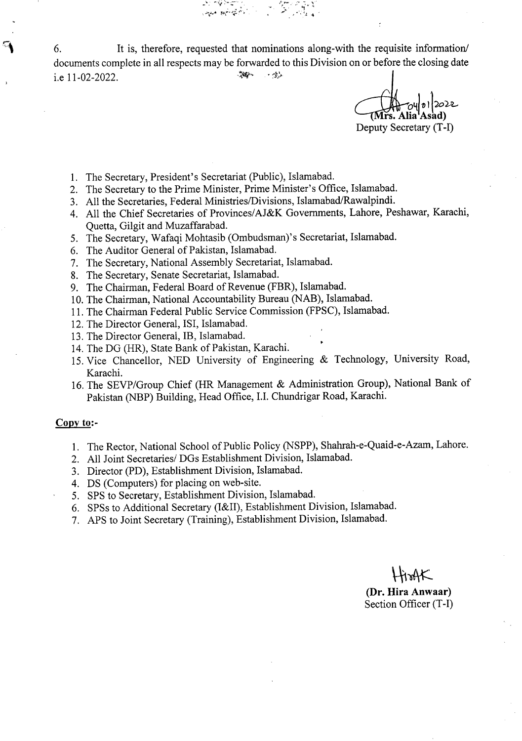6. It is, therefore, requested that nominations along-with the requisite information/ documents complete in all respects may be forwarded to this Division on or before the closing date i.e 11-02-2022.

04/01/2022
**(Mrs. Alia Asad)**
Deputy Secretary (T-I)

1. The Secretary, President's Secretariat (Public), Islamabad.
2. The Secretary to the Prime Minister, Prime Minister's Office, Islamabad.
3. All the Secretaries, Federal Ministries/Divisions, Islamabad/Rawalpindi.
4. All the Chief Secretaries of Provinces/AJ&K Governments, Lahore, Peshawar, Karachi, Quetta, Gilgit and Muzaffarabad.
5. The Secretary, Wafaqi Mohtasib (Ombudsman)'s Secretariat, Islamabad.
6. The Auditor General of Pakistan, Islamabad.
7. The Secretary, National Assembly Secretariat, Islamabad.
8. The Secretary, Senate Secretariat, Islamabad.
9. The Chairman, Federal Board of Revenue (FBR), Islamabad.
10. The Chairman, National Accountability Bureau (NAB), Islamabad.
11. The Chairman Federal Public Service Commission (FPSC), Islamabad.
12. The Director General, ISI, Islamabad.
13. The Director General, IB, Islamabad.
14. The DG (HR), State Bank of Pakistan, Karachi.
15. Vice Chancellor, NED University of Engineering & Technology, University Road, Karachi.
16. The SEVP/Group Chief (HR Management & Administration Group), National Bank of Pakistan (NBP) Building, Head Office, I.I. Chundrigar Road, Karachi.

**Copy to:-**

1. The Rector, National School of Public Policy (NSPP), Shahrah-e-Quaid-e-Azam, Lahore.
2. All Joint Secretaries/ DGs Establishment Division, Islamabad.
3. Director (PD), Establishment Division, Islamabad.
4. DS (Computers) for placing on web-site.
5. SPS to Secretary, Establishment Division, Islamabad.
6. SPSs to Additional Secretary (I&II), Establishment Division, Islamabad.
7. APS to Joint Secretary (Training), Establishment Division, Islamabad.

**(Dr. Hira Anwaar)**
Section Officer (T-I)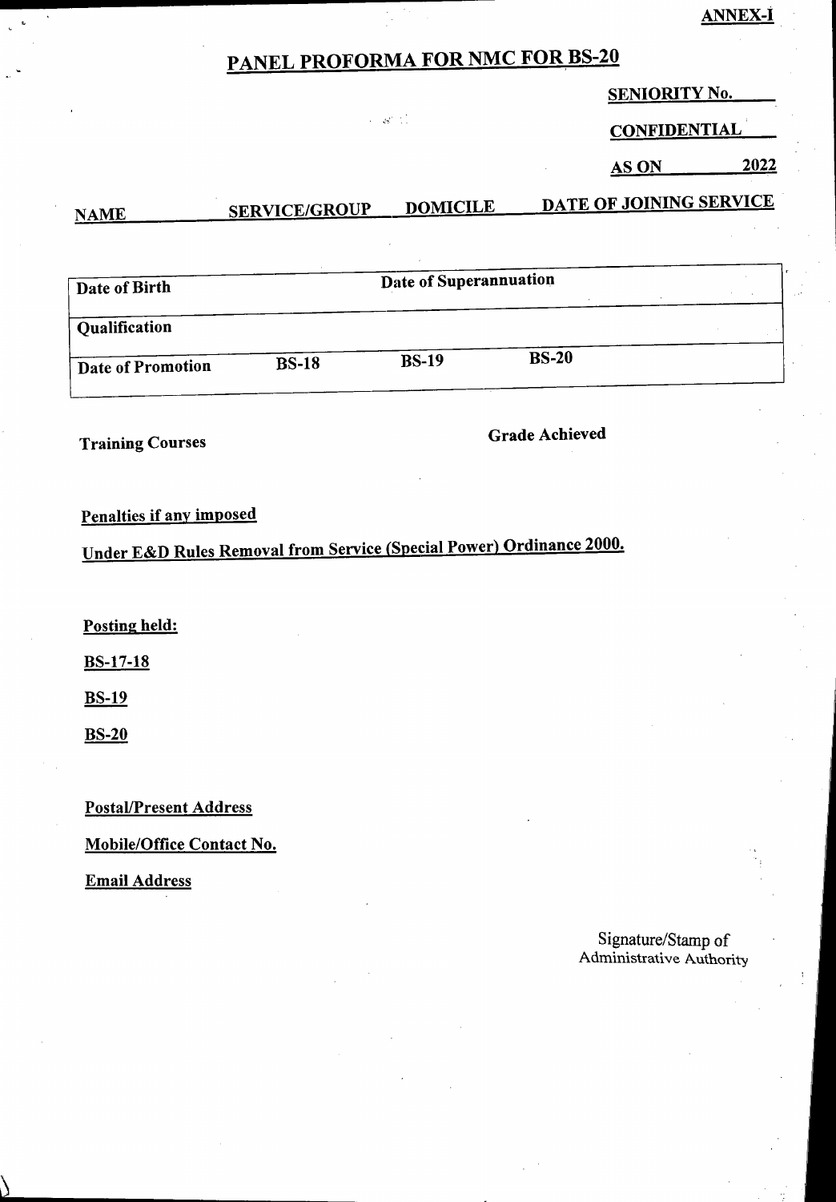**ANNEX-I**

# PANEL PROFORMA FOR NMC FOR BS-20

**SENIORITY No.** \_\_\_\_\_

**CONFIDENTIAL**

**AS ON** \_\_\_\_\_\_\_\_ **2022**

| NAME | SERVICE/GROUP | DOMICILE | DATE OF JOINING SERVICE |
|---|---|---|---|
| | | | |

| Date of Birth | | Date of Superannuation | |
|---|---|---|---|
| **Qualification** | | | |
| **Date of Promotion** | **BS-18** | **BS-19** | **BS-20** |

**Training Courses** **Grade Achieved**

**Penalties if any imposed**

**Under E&D Rules Removal from Service (Special Power) Ordinance 2000.**

**Posting held:**

**BS-17-18**

**BS-19**

**BS-20**

**Postal/Present Address**

**Mobile/Office Contact No.**

**Email Address**

Signature/Stamp of
Administrative Authority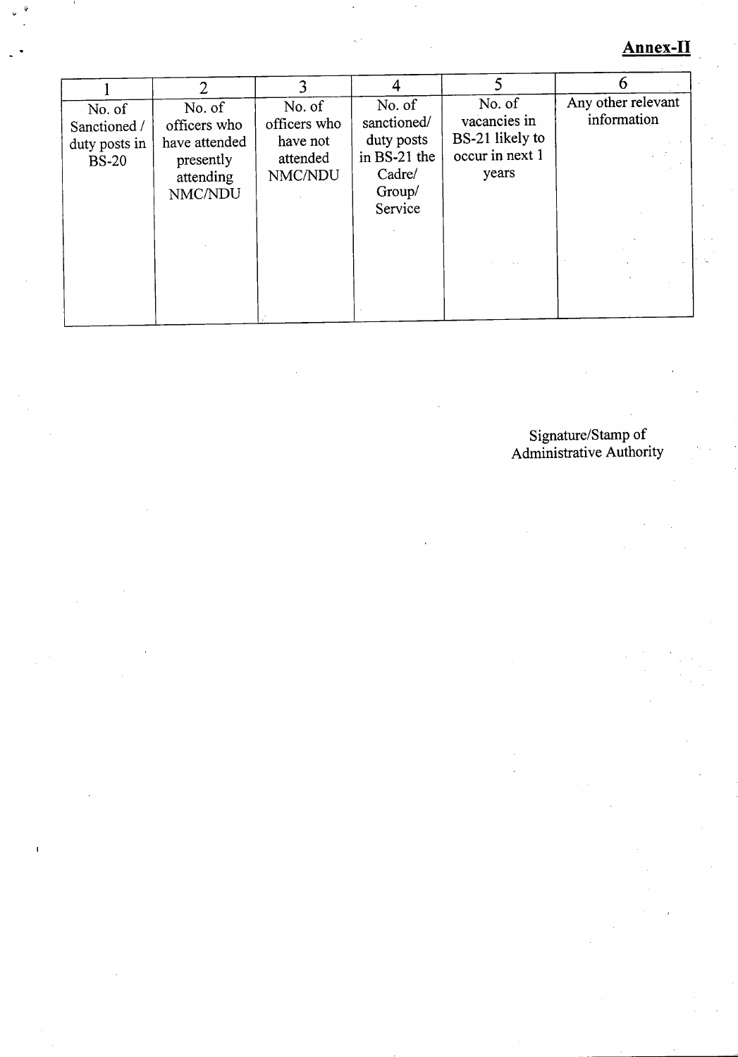**Annex-II**

| 1 | 2 | 3 | 4 | 5 | 6 |
|---|---|---|---|---|---|
| No. of Sanctioned / duty posts in BS-20 | No. of officers who have attended presently attending NMC/NDU | No. of officers who have not attended NMC/NDU | No. of sanctioned/ duty posts in BS-21 the Cadre/ Group/ Service | No. of vacancies in BS-21 likely to occur in next 1 years | Any other relevant information |
| | | | | | |

Signature/Stamp of
Administrative Authority